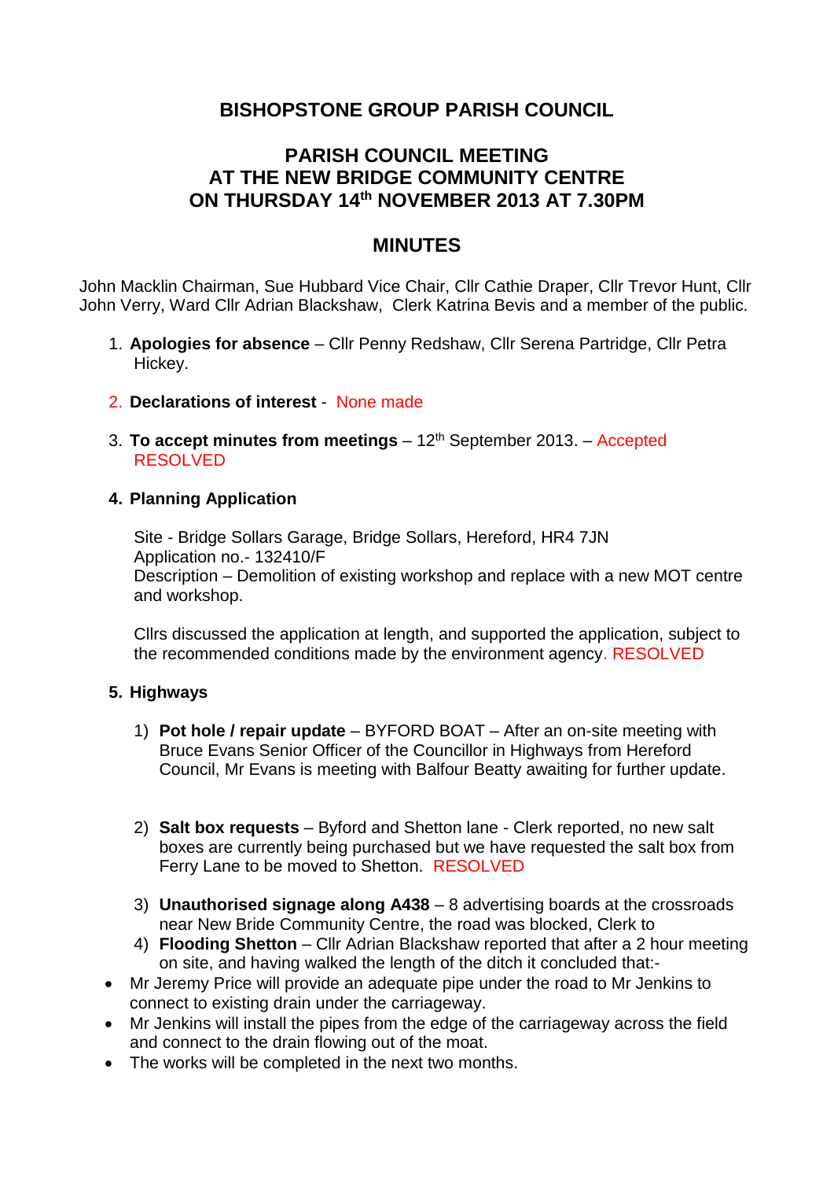# BISHOPSTONE GROUP PARISH COUNCIL

## PARISH COUNCIL MEETING
## AT THE NEW BRIDGE COMMUNITY CENTRE
## ON THURSDAY 14th NOVEMBER 2013 AT 7.30PM

## MINUTES

John Macklin Chairman, Sue Hubbard Vice Chair, Cllr Cathie Draper, Cllr Trevor Hunt, Cllr John Verry, Ward Cllr Adrian Blackshaw, Clerk Katrina Bevis and a member of the public.

1. **Apologies for absence** – Cllr Penny Redshaw, Cllr Serena Partridge, Cllr Petra Hickey.

2. **Declarations of interest** - None made

3. **To accept minutes from meetings** – 12th September 2013. – Accepted RESOLVED

4. **Planning Application**

   Site - Bridge Sollars Garage, Bridge Sollars, Hereford, HR4 7JN
   Application no.- 132410/F
   Description – Demolition of existing workshop and replace with a new MOT centre and workshop.

   Cllrs discussed the application at length, and supported the application, subject to the recommended conditions made by the environment agency. RESOLVED

5. **Highways**

   1) **Pot hole / repair update** – BYFORD BOAT – After an on-site meeting with Bruce Evans Senior Officer of the Councillor in Highways from Hereford Council, Mr Evans is meeting with Balfour Beatty awaiting for further update.

   2) **Salt box requests** – Byford and Shetton lane - Clerk reported, no new salt boxes are currently being purchased but we have requested the salt box from Ferry Lane to be moved to Shetton. RESOLVED

   3) **Unauthorised signage along A438** – 8 advertising boards at the crossroads near New Bride Community Centre, the road was blocked, Clerk to

   4) **Flooding Shetton** – Cllr Adrian Blackshaw reported that after a 2 hour meeting on site, and having walked the length of the ditch it concluded that:-

- Mr Jeremy Price will provide an adequate pipe under the road to Mr Jenkins to connect to existing drain under the carriageway.
- Mr Jenkins will install the pipes from the edge of the carriageway across the field and connect to the drain flowing out of the moat.
- The works will be completed in the next two months.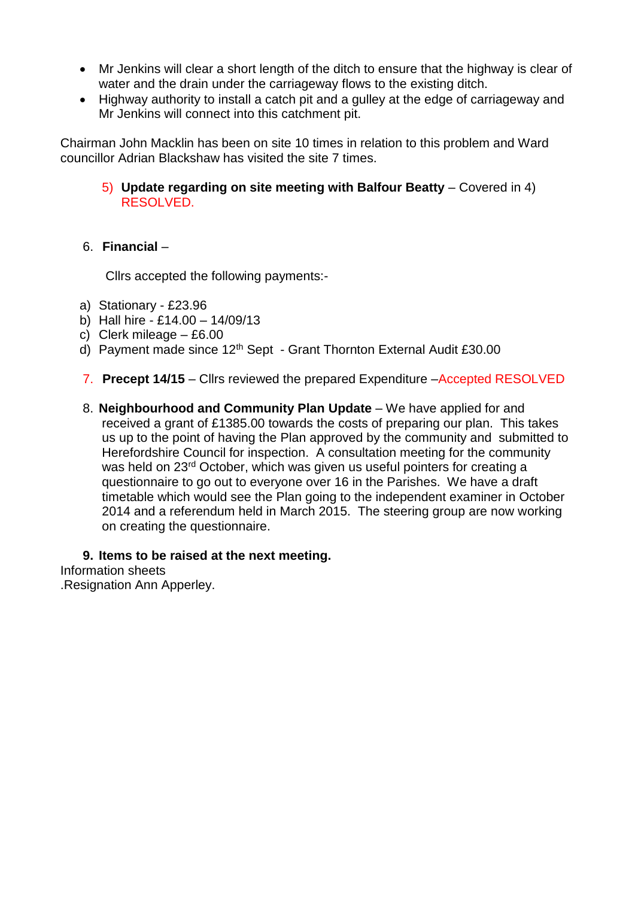- Mr Jenkins will clear a short length of the ditch to ensure that the highway is clear of water and the drain under the carriageway flows to the existing ditch.
- Highway authority to install a catch pit and a gulley at the edge of carriageway and Mr Jenkins will connect into this catchment pit.

Chairman John Macklin has been on site 10 times in relation to this problem and Ward councillor Adrian Blackshaw has visited the site 7 times.

5) **Update regarding on site meeting with Balfour Beatty** – Covered in 4) RESOLVED.

6. **Financial** –

Cllrs accepted the following payments:-

a) Stationary - £23.96
b) Hall hire - £14.00 – 14/09/13
c) Clerk mileage – £6.00
d) Payment made since 12th Sept - Grant Thornton External Audit £30.00

7. **Precept 14/15** – Cllrs reviewed the prepared Expenditure –Accepted RESOLVED

8. **Neighbourhood and Community Plan Update** – We have applied for and received a grant of £1385.00 towards the costs of preparing our plan. This takes us up to the point of having the Plan approved by the community and submitted to Herefordshire Council for inspection. A consultation meeting for the community was held on 23rd October, which was given us useful pointers for creating a questionnaire to go out to everyone over 16 in the Parishes. We have a draft timetable which would see the Plan going to the independent examiner in October 2014 and a referendum held in March 2015. The steering group are now working on creating the questionnaire.

**9. Items to be raised at the next meeting.**

Information sheets

.Resignation Ann Apperley.